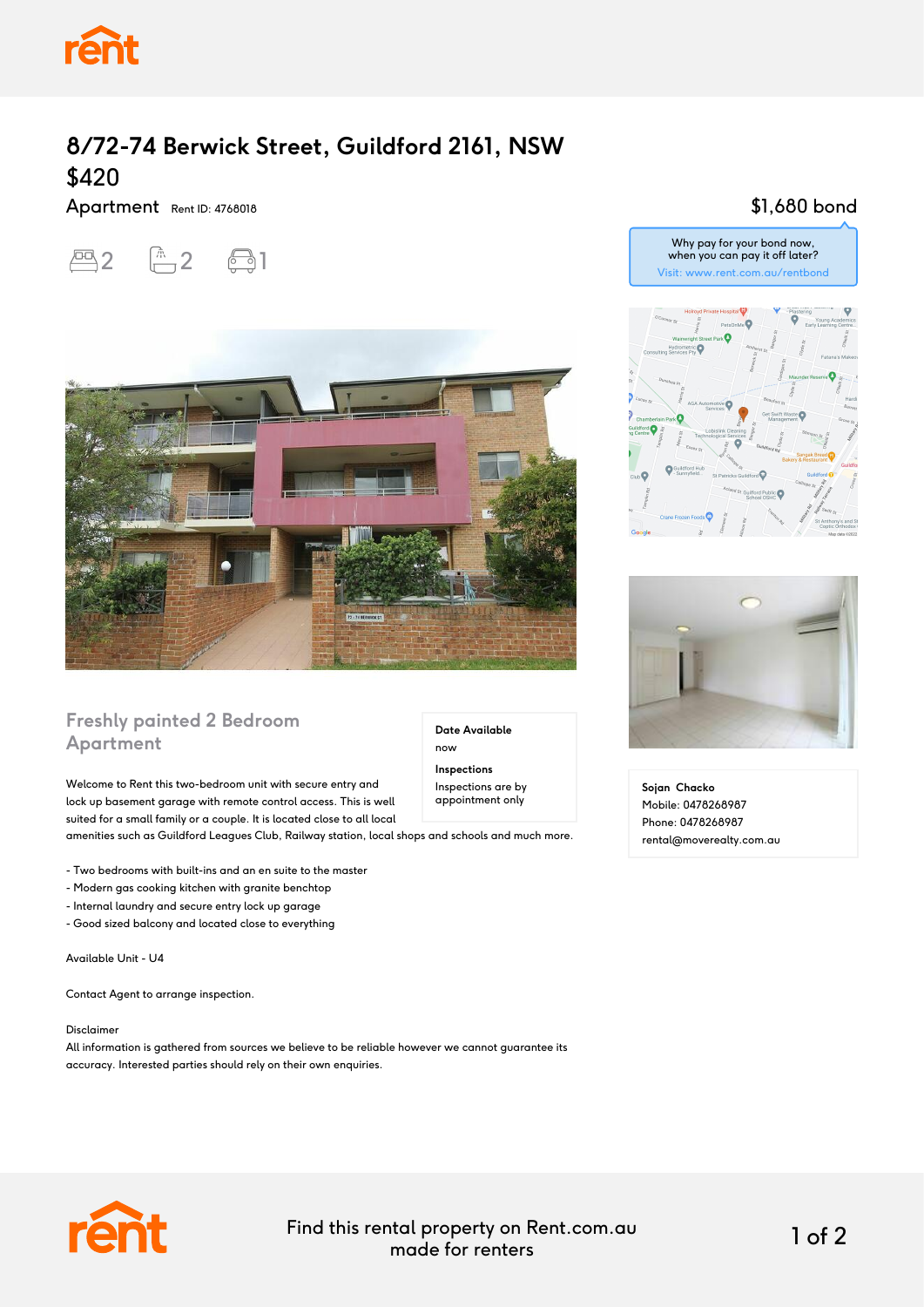# 8/72-74 Berwick Street, Guildford 2161, NSW

## $420

Apartment Rent ID: 4768018

2 bedrooms, 2 bathrooms, 1 car space

$1,680 bond

Why pay for your bond now, when you can pay it off later?
Visit: www.rent.com.au/rentbond

## Freshly painted 2 Bedroom Apartment

**Date Available**
now

**Inspections**
Inspections are by appointment only

Welcome to Rent this two-bedroom unit with secure entry and lock up basement garage with remote control access. This is well suited for a small family or a couple. It is located close to all local amenities such as Guildford Leagues Club, Railway station, local shops and schools and much more.

- Two bedrooms with built-ins and an en suite to the master
- Modern gas cooking kitchen with granite benchtop
- Internal laundry and secure entry lock up garage
- Good sized balcony and located close to everything

Available Unit - U4

Contact Agent to arrange inspection.

Disclaimer
All information is gathered from sources we believe to be reliable however we cannot guarantee its accuracy. Interested parties should rely on their own enquiries.

**Sojan Chacko**
Mobile: 0478268987
Phone: 0478268987
rental@moverealty.com.au

Find this rental property on Rent.com.au made for renters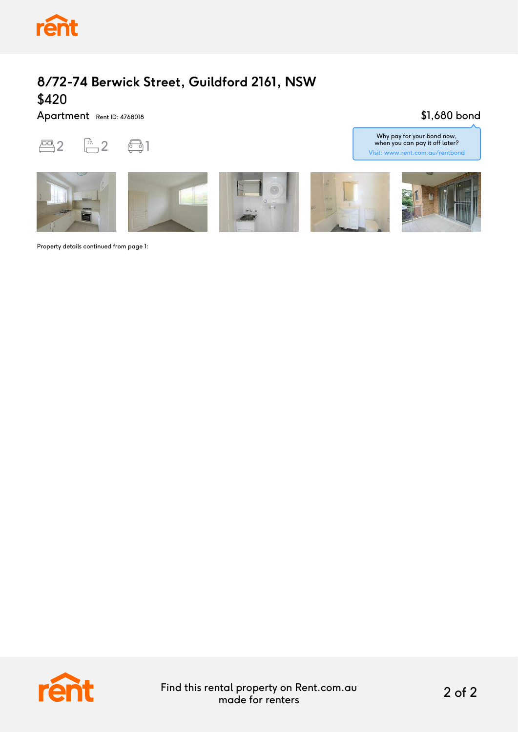# 8/72-74 Berwick Street, Guildford 2161, NSW

## $420

Apartment Rent ID: 4768018

$1,680 bond

Why pay for your bond now, when you can pay it off later?
Visit: www.rent.com.au/rentbond

2 2 1

Property details continued from page 1: